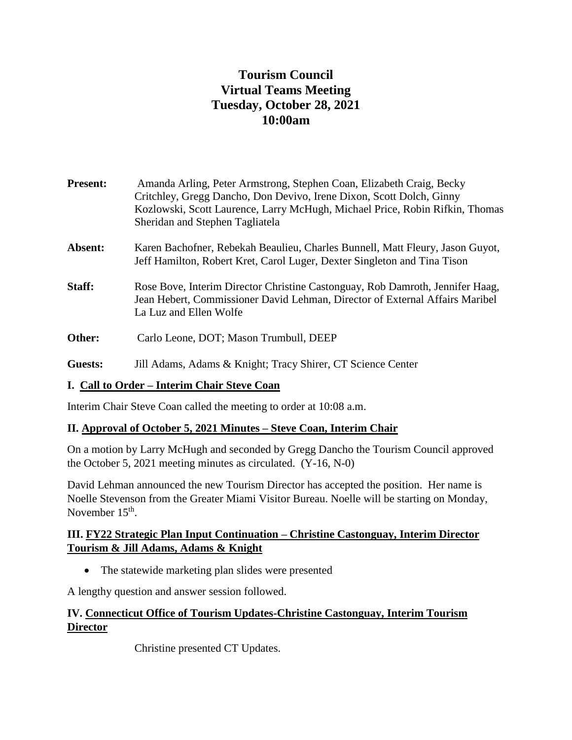# Tourism Council
# Virtual Teams Meeting
# Tuesday, October 28, 2021
# 10:00am

**Present:** Amanda Arling, Peter Armstrong, Stephen Coan, Elizabeth Craig, Becky Critchley, Gregg Dancho, Don Devivo, Irene Dixon, Scott Dolch, Ginny Kozlowski, Scott Laurence, Larry McHugh, Michael Price, Robin Rifkin, Thomas Sheridan and Stephen Tagliatela

**Absent:** Karen Bachofner, Rebekah Beaulieu, Charles Bunnell, Matt Fleury, Jason Guyot, Jeff Hamilton, Robert Kret, Carol Luger, Dexter Singleton and Tina Tison

**Staff:** Rose Bove, Interim Director Christine Castonguay, Rob Damroth, Jennifer Haag, Jean Hebert, Commissioner David Lehman, Director of External Affairs Maribel La Luz and Ellen Wolfe

**Other:** Carlo Leone, DOT; Mason Trumbull, DEEP

**Guests:** Jill Adams, Adams & Knight; Tracy Shirer, CT Science Center

## I. Call to Order – Interim Chair Steve Coan

Interim Chair Steve Coan called the meeting to order at 10:08 a.m.

## II. Approval of October 5, 2021 Minutes – Steve Coan, Interim Chair

On a motion by Larry McHugh and seconded by Gregg Dancho the Tourism Council approved the October 5, 2021 meeting minutes as circulated. (Y-16, N-0)

David Lehman announced the new Tourism Director has accepted the position. Her name is Noelle Stevenson from the Greater Miami Visitor Bureau. Noelle will be starting on Monday, November 15th.

## III. FY22 Strategic Plan Input Continuation – Christine Castonguay, Interim Director Tourism & Jill Adams, Adams & Knight

- The statewide marketing plan slides were presented

A lengthy question and answer session followed.

## IV. Connecticut Office of Tourism Updates-Christine Castonguay, Interim Tourism Director

Christine presented CT Updates.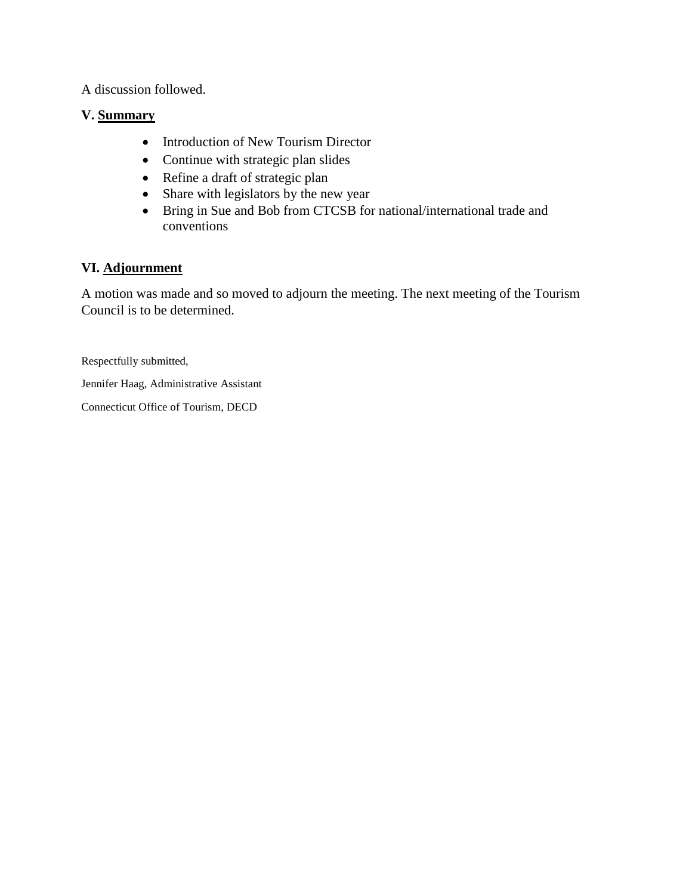A discussion followed.

## V. Summary

- Introduction of New Tourism Director
- Continue with strategic plan slides
- Refine a draft of strategic plan
- Share with legislators by the new year
- Bring in Sue and Bob from CTCSB for national/international trade and conventions

## VI. Adjournment

A motion was made and so moved to adjourn the meeting. The next meeting of the Tourism Council is to be determined.

Respectfully submitted,

Jennifer Haag, Administrative Assistant

Connecticut Office of Tourism, DECD